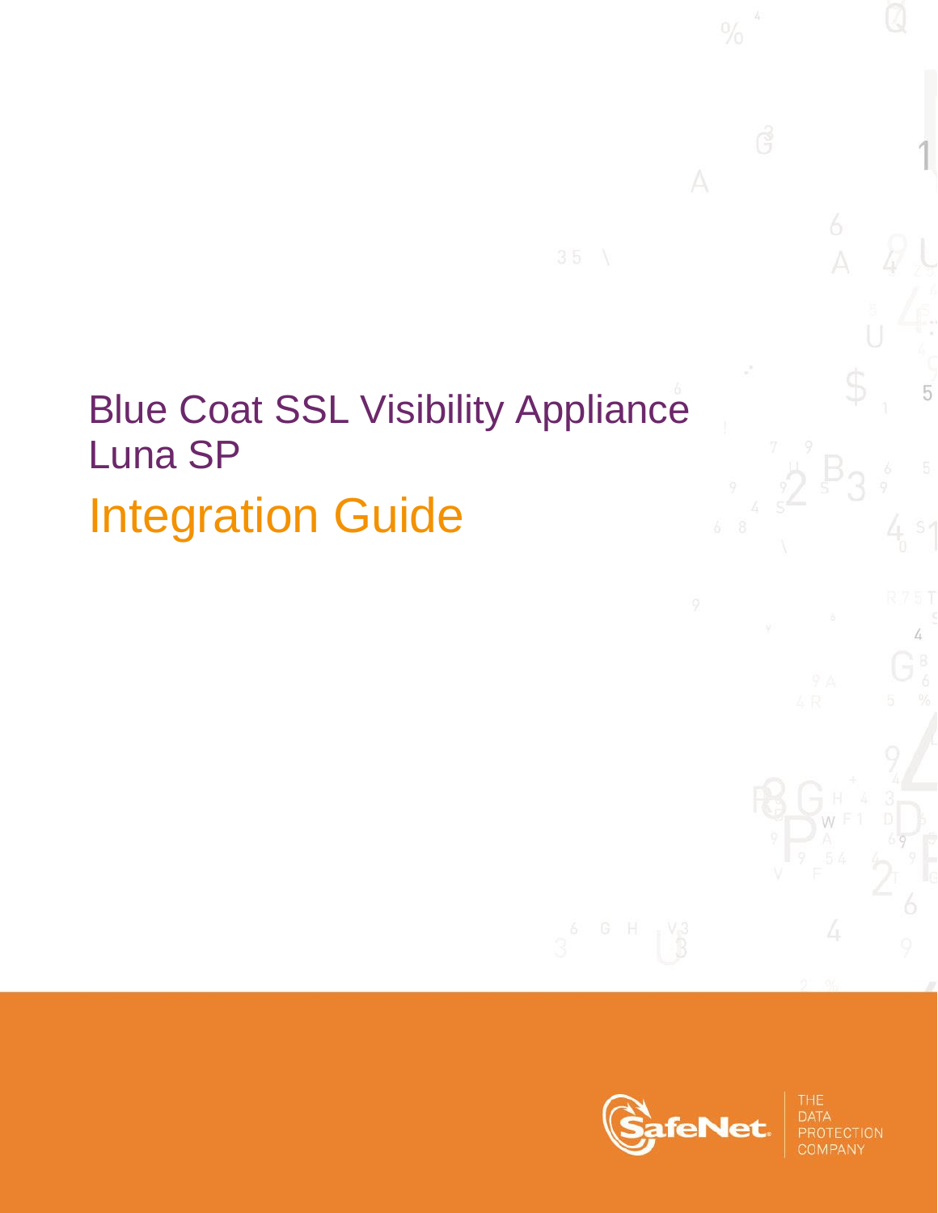# Blue Coat SSL Visibility Appliance Luna SP

# Integration Guide

THE DATA PROTECTION COMPANY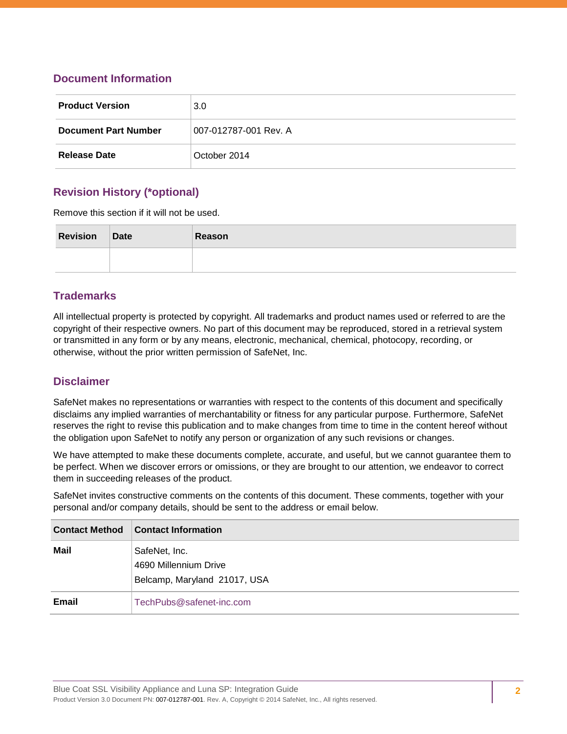## Document Information

| | |
|---|---|
| **Product Version** | 3.0 |
| **Document Part Number** | 007-012787-001 Rev. A |
| **Release Date** | October 2014 |

## Revision History (*optional)

Remove this section if it will not be used.

| Revision | Date | Reason |
|---|---|---|
| | | |

## Trademarks

All intellectual property is protected by copyright. All trademarks and product names used or referred to are the copyright of their respective owners. No part of this document may be reproduced, stored in a retrieval system or transmitted in any form or by any means, electronic, mechanical, chemical, photocopy, recording, or otherwise, without the prior written permission of SafeNet, Inc.

## Disclaimer

SafeNet makes no representations or warranties with respect to the contents of this document and specifically disclaims any implied warranties of merchantability or fitness for any particular purpose. Furthermore, SafeNet reserves the right to revise this publication and to make changes from time to time in the content hereof without the obligation upon SafeNet to notify any person or organization of any such revisions or changes.

We have attempted to make these documents complete, accurate, and useful, but we cannot guarantee them to be perfect. When we discover errors or omissions, or they are brought to our attention, we endeavor to correct them in succeeding releases of the product.

SafeNet invites constructive comments on the contents of this document. These comments, together with your personal and/or company details, should be sent to the address or email below.

| Contact Method | Contact Information |
|---|---|
| **Mail** | SafeNet, Inc.<br>4690 Millennium Drive<br>Belcamp, Maryland 21017, USA |
| **Email** | TechPubs@safenet-inc.com |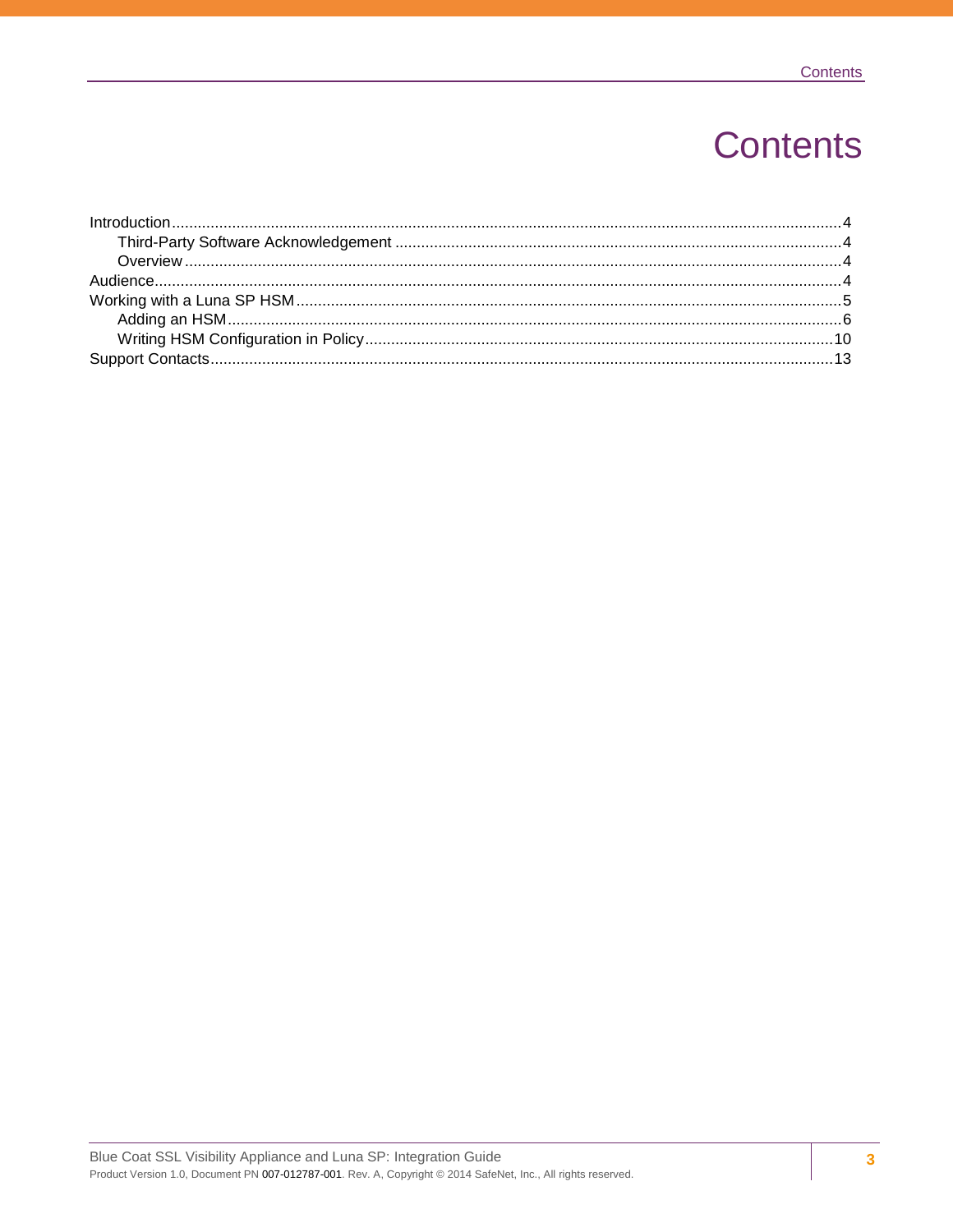# Contents

- Introduction ... 4
  - Third-Party Software Acknowledgement ... 4
  - Overview ... 4
- Audience ... 4
- Working with a Luna SP HSM ... 5
  - Adding an HSM ... 6
  - Writing HSM Configuration in Policy ... 10
- Support Contacts ... 13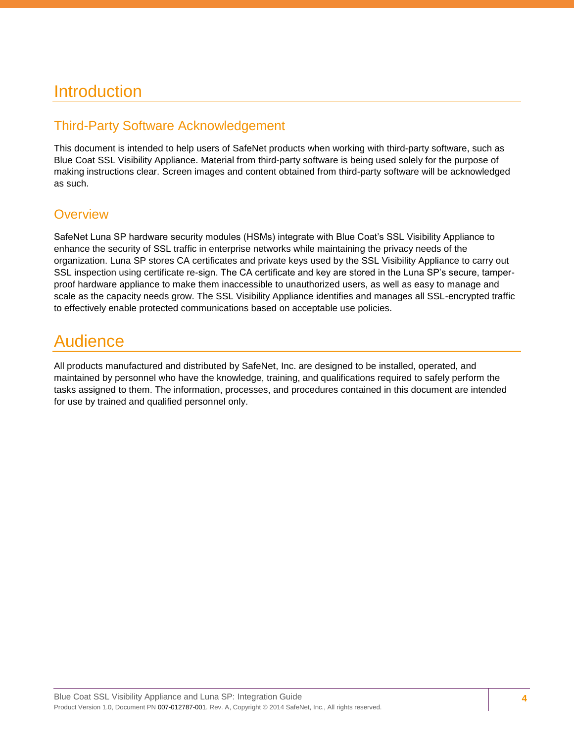# Introduction

## Third-Party Software Acknowledgement

This document is intended to help users of SafeNet products when working with third-party software, such as Blue Coat SSL Visibility Appliance. Material from third-party software is being used solely for the purpose of making instructions clear. Screen images and content obtained from third-party software will be acknowledged as such.

## Overview

SafeNet Luna SP hardware security modules (HSMs) integrate with Blue Coat's SSL Visibility Appliance to enhance the security of SSL traffic in enterprise networks while maintaining the privacy needs of the organization. Luna SP stores CA certificates and private keys used by the SSL Visibility Appliance to carry out SSL inspection using certificate re-sign. The CA certificate and key are stored in the Luna SP's secure, tamper-proof hardware appliance to make them inaccessible to unauthorized users, as well as easy to manage and scale as the capacity needs grow. The SSL Visibility Appliance identifies and manages all SSL-encrypted traffic to effectively enable protected communications based on acceptable use policies.

# Audience

All products manufactured and distributed by SafeNet, Inc. are designed to be installed, operated, and maintained by personnel who have the knowledge, training, and qualifications required to safely perform the tasks assigned to them. The information, processes, and procedures contained in this document are intended for use by trained and qualified personnel only.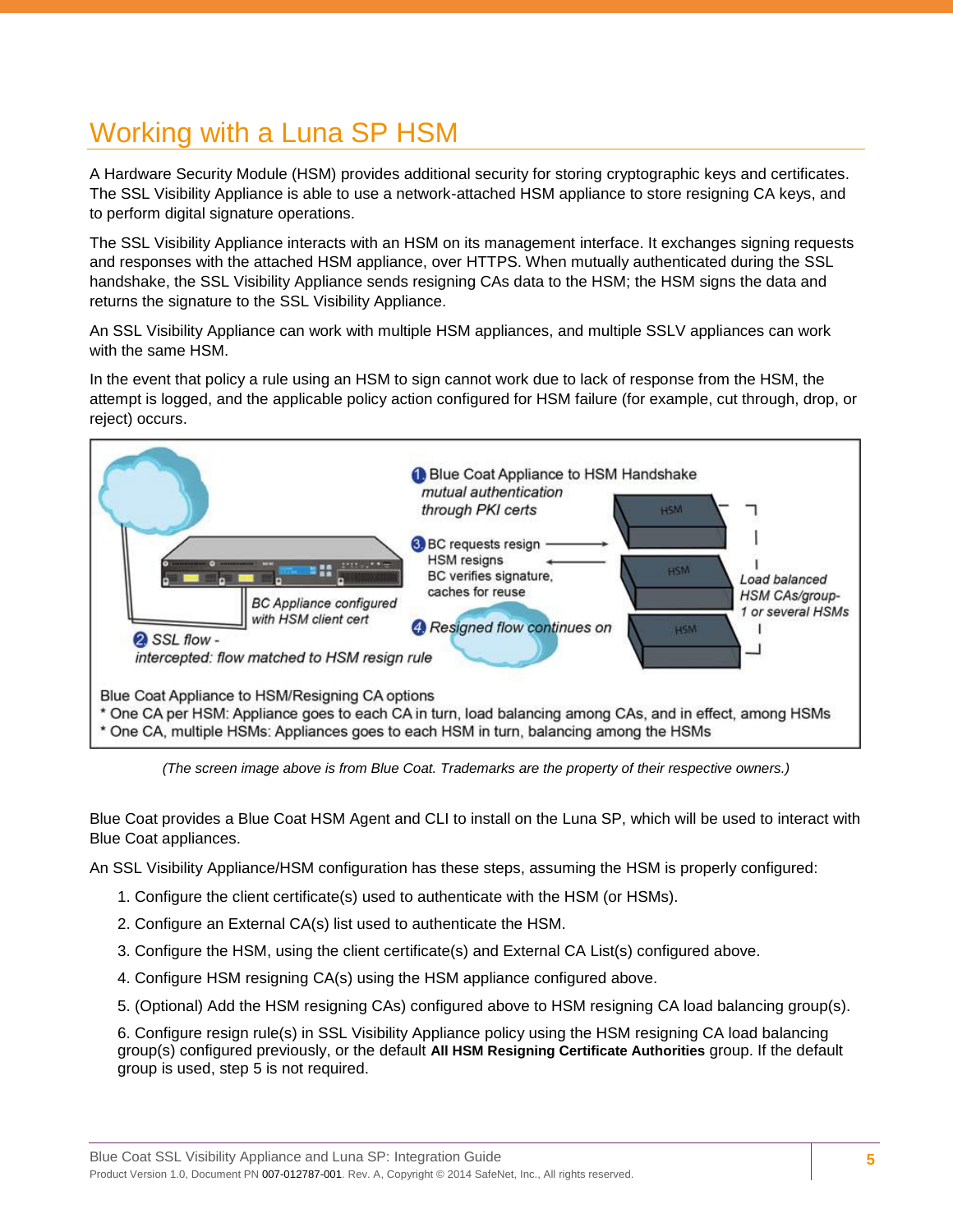# Working with a Luna SP HSM

A Hardware Security Module (HSM) provides additional security for storing cryptographic keys and certificates. The SSL Visibility Appliance is able to use a network-attached HSM appliance to store resigning CA keys, and to perform digital signature operations.

The SSL Visibility Appliance interacts with an HSM on its management interface. It exchanges signing requests and responses with the attached HSM appliance, over HTTPS. When mutually authenticated during the SSL handshake, the SSL Visibility Appliance sends resigning CAs data to the HSM; the HSM signs the data and returns the signature to the SSL Visibility Appliance.

An SSL Visibility Appliance can work with multiple HSM appliances, and multiple SSLV appliances can work with the same HSM.

In the event that policy a rule using an HSM to sign cannot work due to lack of response from the HSM, the attempt is logged, and the applicable policy action configured for HSM failure (for example, cut through, drop, or reject) occurs.

1 Blue Coat Appliance to HSM Handshake
*mutual authentication through PKI certs*

3 BC requests resign
HSM resigns
BC verifies signature, caches for reuse

*BC Appliance configured with HSM client cert*

2 *SSL flow - intercepted: flow matched to HSM resign rule*

4 *Resigned flow continues on*

*Load balanced HSM CAs/group- 1 or several HSMs*

Blue Coat Appliance to HSM/Resigning CA options
* One CA per HSM: Appliance goes to each CA in turn, load balancing among CAs, and in effect, among HSMs
* One CA, multiple HSMs: Appliances goes to each HSM in turn, balancing among the HSMs

*(The screen image above is from Blue Coat. Trademarks are the property of their respective owners.)*

Blue Coat provides a Blue Coat HSM Agent and CLI to install on the Luna SP, which will be used to interact with Blue Coat appliances.

An SSL Visibility Appliance/HSM configuration has these steps, assuming the HSM is properly configured:

1. Configure the client certificate(s) used to authenticate with the HSM (or HSMs).
2. Configure an External CA(s) list used to authenticate the HSM.
3. Configure the HSM, using the client certificate(s) and External CA List(s) configured above.
4. Configure HSM resigning CA(s) using the HSM appliance configured above.
5. (Optional) Add the HSM resigning CAs) configured above to HSM resigning CA load balancing group(s).
6. Configure resign rule(s) in SSL Visibility Appliance policy using the HSM resigning CA load balancing group(s) configured previously, or the default **All HSM Resigning Certificate Authorities** group. If the default group is used, step 5 is not required.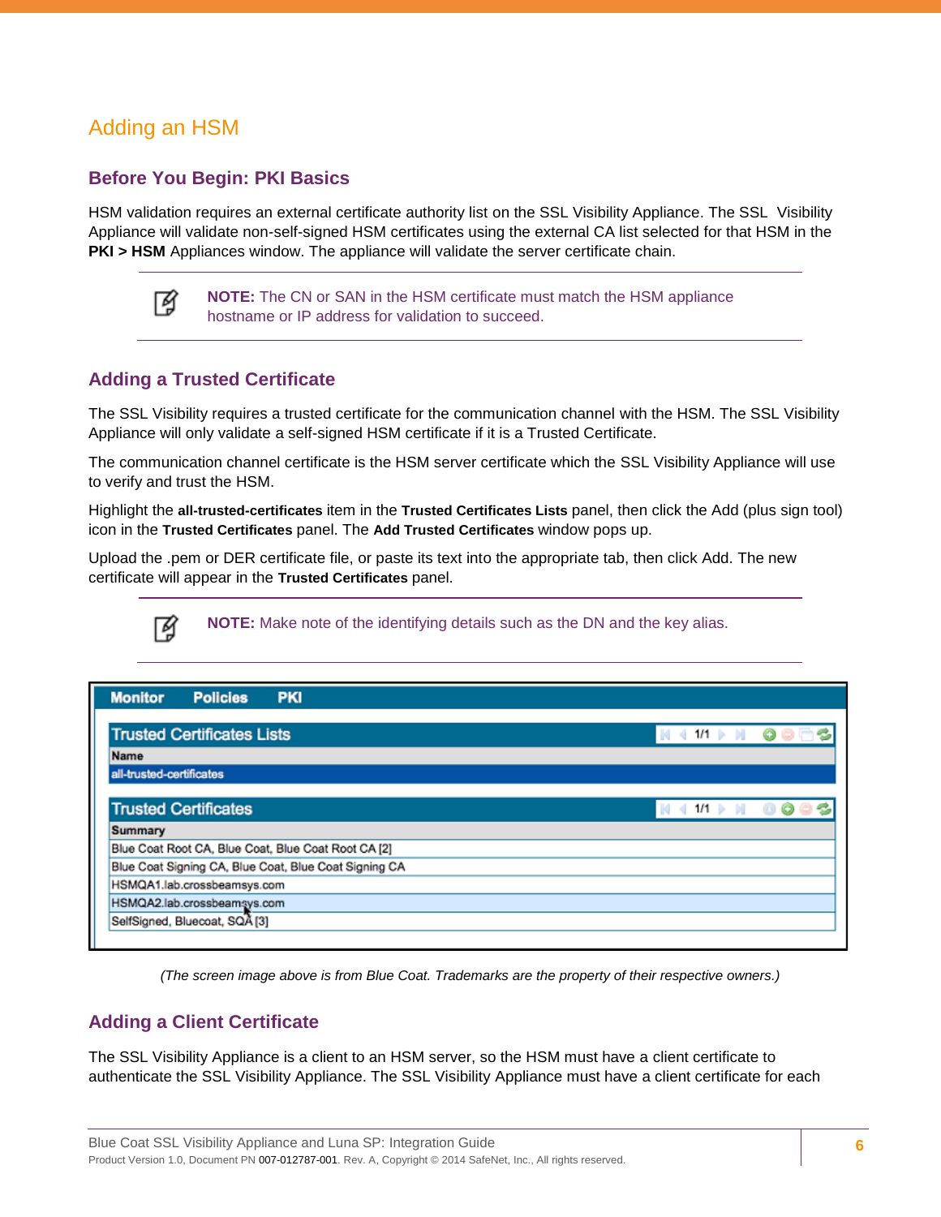# Adding an HSM

## Before You Begin: PKI Basics

HSM validation requires an external certificate authority list on the SSL Visibility Appliance. The SSL Visibility Appliance will validate non-self-signed HSM certificates using the external CA list selected for that HSM in the **PKI > HSM** Appliances window. The appliance will validate the server certificate chain.

> **NOTE:** The CN or SAN in the HSM certificate must match the HSM appliance hostname or IP address for validation to succeed.

## Adding a Trusted Certificate

The SSL Visibility requires a trusted certificate for the communication channel with the HSM. The SSL Visibility Appliance will only validate a self-signed HSM certificate if it is a Trusted Certificate.

The communication channel certificate is the HSM server certificate which the SSL Visibility Appliance will use to verify and trust the HSM.

Highlight the **all-trusted-certificates** item in the **Trusted Certificates Lists** panel, then click the Add (plus sign tool) icon in the **Trusted Certificates** panel. The **Add Trusted Certificates** window pops up.

Upload the .pem or DER certificate file, or paste its text into the appropriate tab, then click Add. The new certificate will appear in the **Trusted Certificates** panel.

> **NOTE:** Make note of the identifying details such as the DN and the key alias.

*(The screen image above is from Blue Coat. Trademarks are the property of their respective owners.)*

## Adding a Client Certificate

The SSL Visibility Appliance is a client to an HSM server, so the HSM must have a client certificate to authenticate the SSL Visibility Appliance. The SSL Visibility Appliance must have a client certificate for each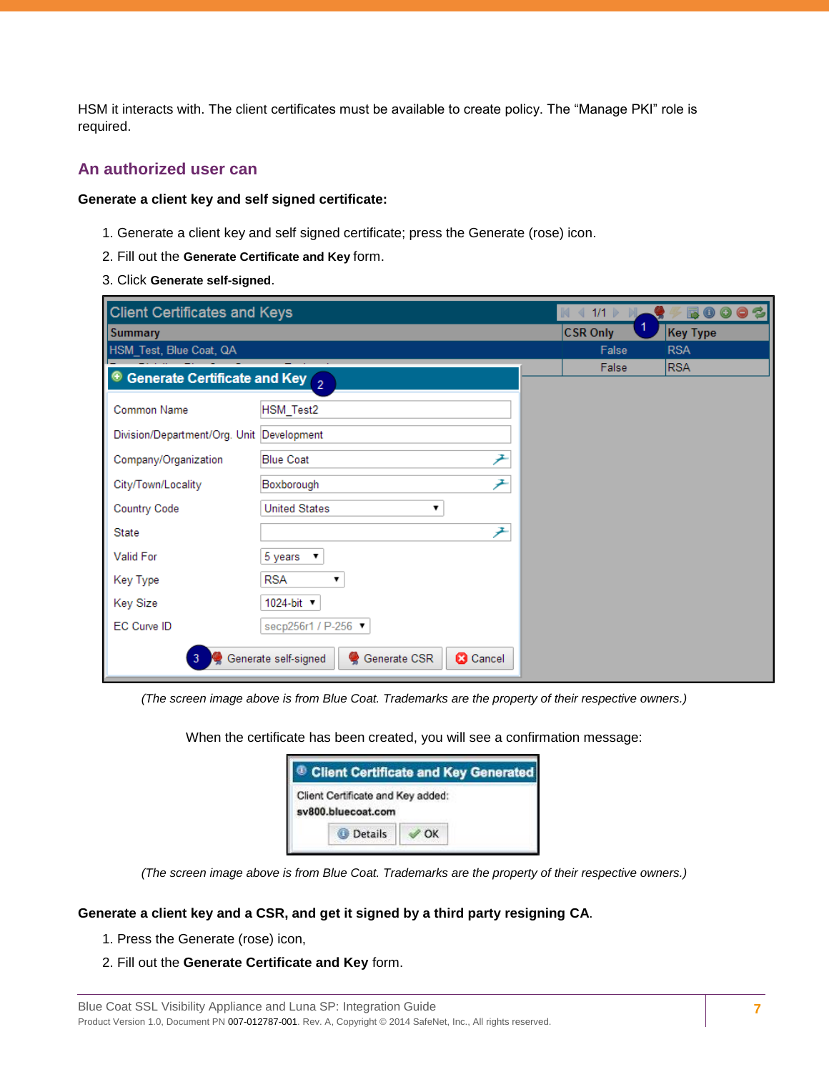HSM it interacts with. The client certificates must be available to create policy. The "Manage PKI" role is required.

## An authorized user can

**Generate a client key and self signed certificate:**

1. Generate a client key and self signed certificate; press the Generate (rose) icon.
2. Fill out the **Generate Certificate and Key** form.
3. Click **Generate self-signed**.

*(The screen image above is from Blue Coat. Trademarks are the property of their respective owners.)*

When the certificate has been created, you will see a confirmation message:

*(The screen image above is from Blue Coat. Trademarks are the property of their respective owners.)*

**Generate a client key and a CSR, and get it signed by a third party resigning CA**.

1. Press the Generate (rose) icon,
2. Fill out the **Generate Certificate and Key** form.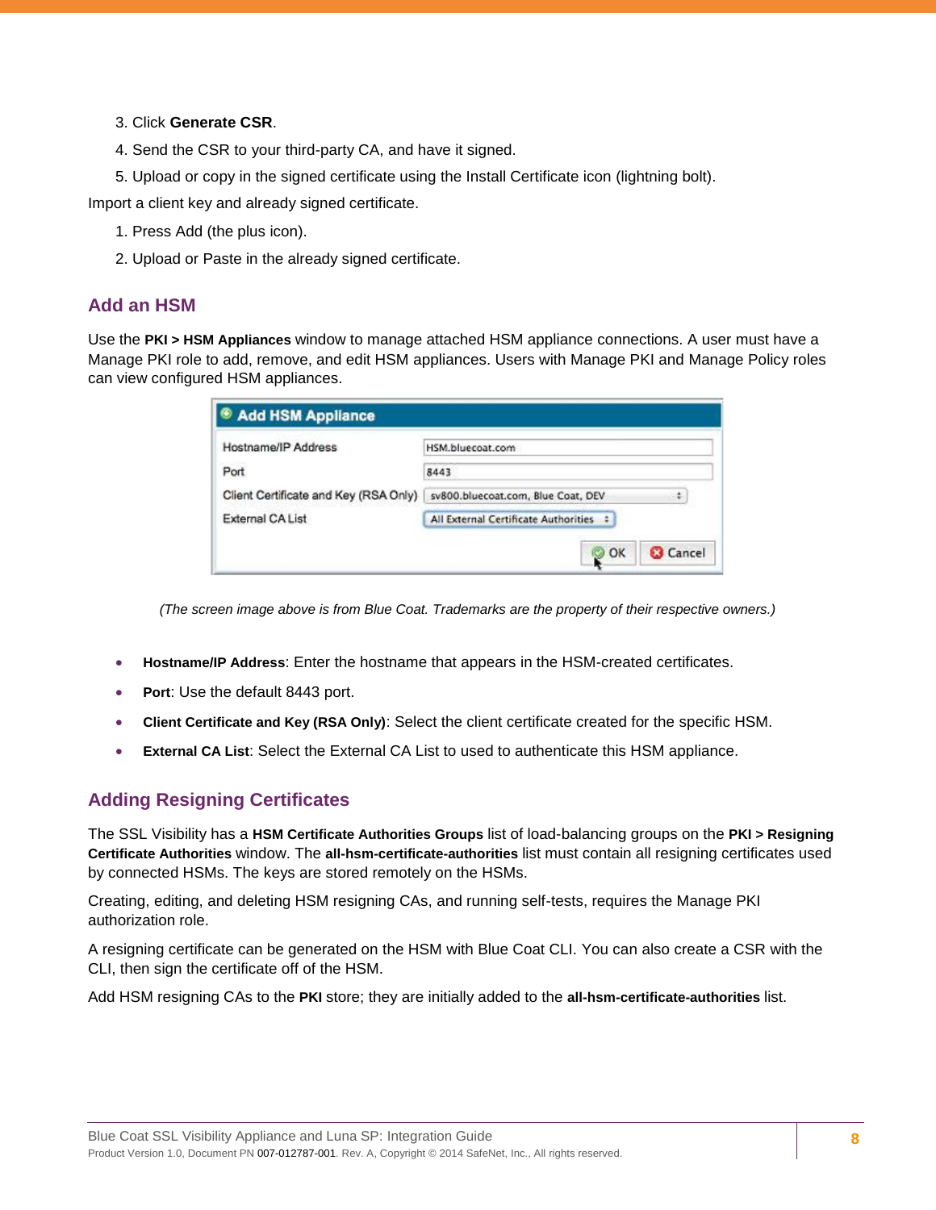3. Click **Generate CSR**.
4. Send the CSR to your third-party CA, and have it signed.
5. Upload or copy in the signed certificate using the Install Certificate icon (lightning bolt).

Import a client key and already signed certificate.

1. Press Add (the plus icon).
2. Upload or Paste in the already signed certificate.

## Add an HSM

Use the **PKI > HSM Appliances** window to manage attached HSM appliance connections. A user must have a Manage PKI role to add, remove, and edit HSM appliances. Users with Manage PKI and Manage Policy roles can view configured HSM appliances.

*(The screen image above is from Blue Coat. Trademarks are the property of their respective owners.)*

- **Hostname/IP Address**: Enter the hostname that appears in the HSM-created certificates.
- **Port**: Use the default 8443 port.
- **Client Certificate and Key (RSA Only)**: Select the client certificate created for the specific HSM.
- **External CA List**: Select the External CA List to used to authenticate this HSM appliance.

## Adding Resigning Certificates

The SSL Visibility has a **HSM Certificate Authorities Groups** list of load-balancing groups on the **PKI > Resigning Certificate Authorities** window. The **all-hsm-certificate-authorities** list must contain all resigning certificates used by connected HSMs. The keys are stored remotely on the HSMs.

Creating, editing, and deleting HSM resigning CAs, and running self-tests, requires the Manage PKI authorization role.

A resigning certificate can be generated on the HSM with Blue Coat CLI. You can also create a CSR with the CLI, then sign the certificate off of the HSM.

Add HSM resigning CAs to the **PKI** store; they are initially added to the **all-hsm-certificate-authorities** list.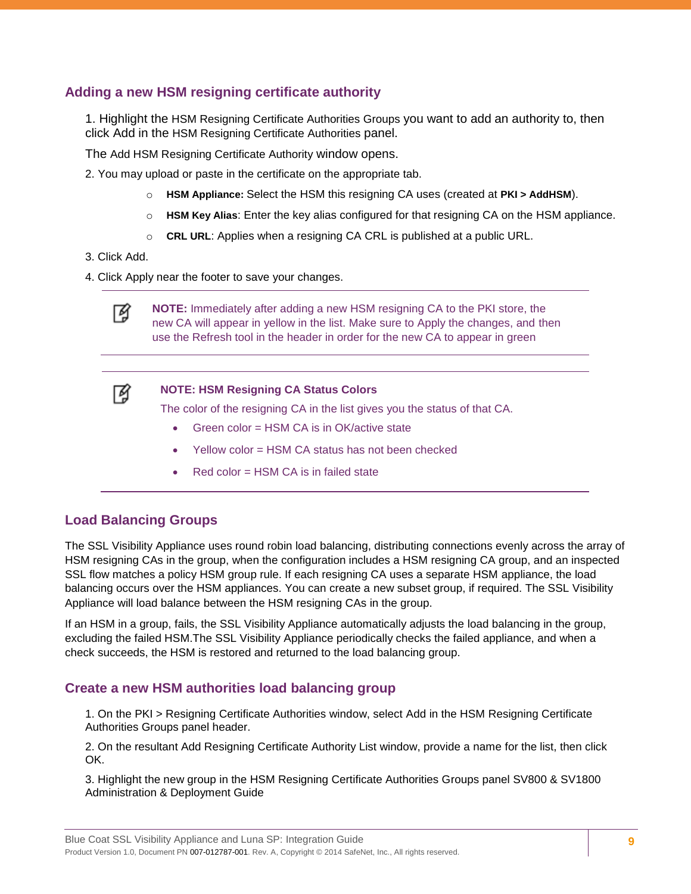### Adding a new HSM resigning certificate authority

1. Highlight the HSM Resigning Certificate Authorities Groups you want to add an authority to, then click Add in the HSM Resigning Certificate Authorities panel.

The Add HSM Resigning Certificate Authority window opens.

2. You may upload or paste in the certificate on the appropriate tab.

   - **HSM Appliance:** Select the HSM this resigning CA uses (created at **PKI > AddHSM**).
   - **HSM Key Alias**: Enter the key alias configured for that resigning CA on the HSM appliance.
   - **CRL URL**: Applies when a resigning CA CRL is published at a public URL.

3. Click Add.

4. Click Apply near the footer to save your changes.

---

**NOTE:** Immediately after adding a new HSM resigning CA to the PKI store, the new CA will appear in yellow in the list. Make sure to Apply the changes, and then use the Refresh tool in the header in order for the new CA to appear in green

---

**NOTE: HSM Resigning CA Status Colors**

The color of the resigning CA in the list gives you the status of that CA.

- Green color = HSM CA is in OK/active state
- Yellow color = HSM CA status has not been checked
- Red color = HSM CA is in failed state

---

### Load Balancing Groups

The SSL Visibility Appliance uses round robin load balancing, distributing connections evenly across the array of HSM resigning CAs in the group, when the configuration includes a HSM resigning CA group, and an inspected SSL flow matches a policy HSM group rule. If each resigning CA uses a separate HSM appliance, the load balancing occurs over the HSM appliances. You can create a new subset group, if required. The SSL Visibility Appliance will load balance between the HSM resigning CAs in the group.

If an HSM in a group, fails, the SSL Visibility Appliance automatically adjusts the load balancing in the group, excluding the failed HSM.The SSL Visibility Appliance periodically checks the failed appliance, and when a check succeeds, the HSM is restored and returned to the load balancing group.

### Create a new HSM authorities load balancing group

1. On the PKI > Resigning Certificate Authorities window, select Add in the HSM Resigning Certificate Authorities Groups panel header.

2. On the resultant Add Resigning Certificate Authority List window, provide a name for the list, then click OK.

3. Highlight the new group in the HSM Resigning Certificate Authorities Groups panel SV800 & SV1800 Administration & Deployment Guide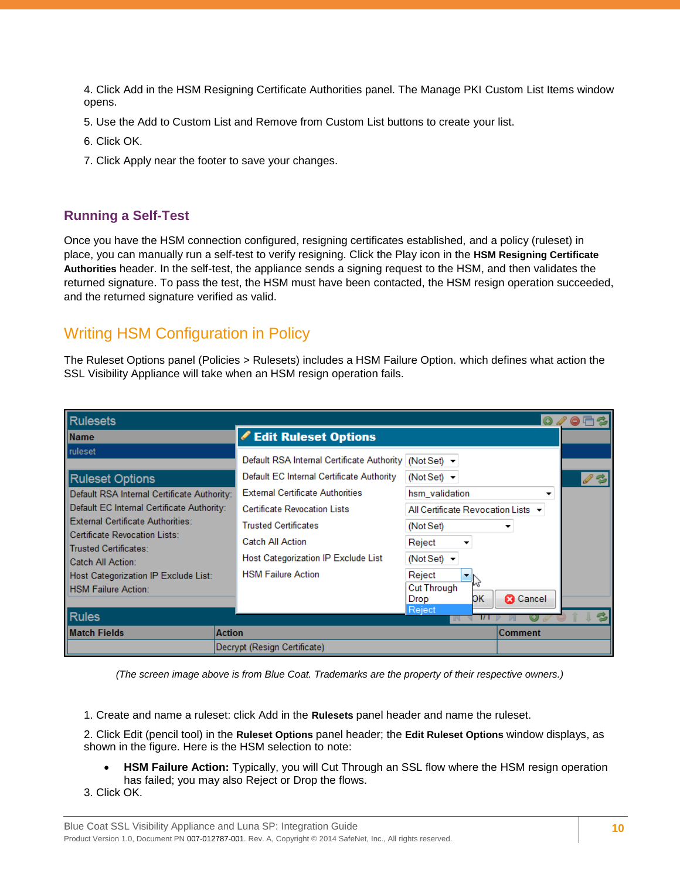4. Click Add in the HSM Resigning Certificate Authorities panel. The Manage PKI Custom List Items window opens.

5. Use the Add to Custom List and Remove from Custom List buttons to create your list.

6. Click OK.

7. Click Apply near the footer to save your changes.

### Running a Self-Test

Once you have the HSM connection configured, resigning certificates established, and a policy (ruleset) in place, you can manually run a self-test to verify resigning. Click the Play icon in the **HSM Resigning Certificate Authorities** header. In the self-test, the appliance sends a signing request to the HSM, and then validates the returned signature. To pass the test, the HSM must have been contacted, the HSM resign operation succeeded, and the returned signature verified as valid.

## Writing HSM Configuration in Policy

The Ruleset Options panel (Policies > Rulesets) includes a HSM Failure Option. which defines what action the SSL Visibility Appliance will take when an HSM resign operation fails.

*(The screen image above is from Blue Coat. Trademarks are the property of their respective owners.)*

1. Create and name a ruleset: click Add in the **Rulesets** panel header and name the ruleset.

2. Click Edit (pencil tool) in the **Ruleset Options** panel header; the **Edit Ruleset Options** window displays, as shown in the figure. Here is the HSM selection to note:

   - **HSM Failure Action:** Typically, you will Cut Through an SSL flow where the HSM resign operation has failed; you may also Reject or Drop the flows.

3. Click OK.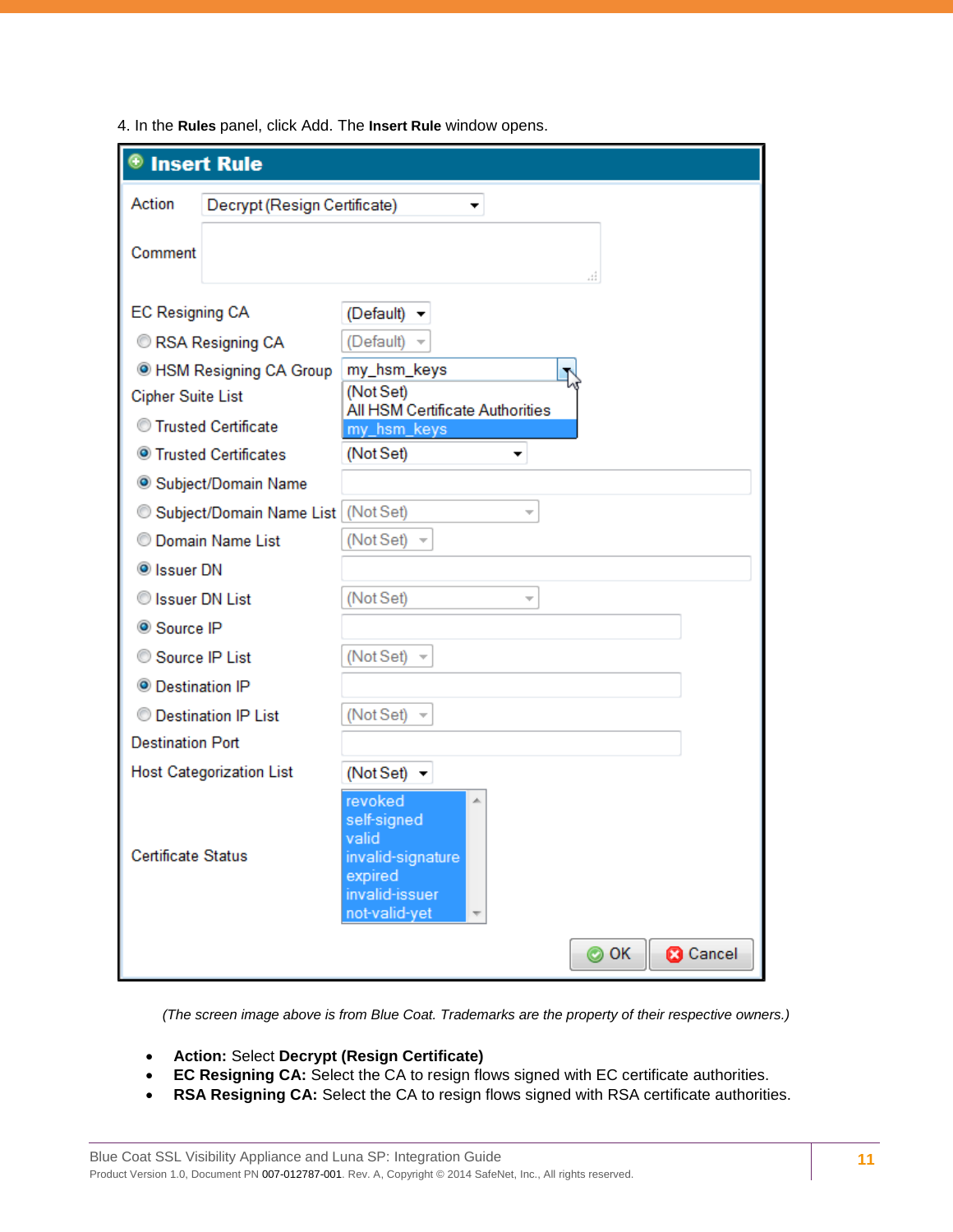4. In the **Rules** panel, click Add. The **Insert Rule** window opens.

*(The screen image above is from Blue Coat. Trademarks are the property of their respective owners.)*

- **Action:** Select **Decrypt (Resign Certificate)**
- **EC Resigning CA:** Select the CA to resign flows signed with EC certificate authorities.
- **RSA Resigning CA:** Select the CA to resign flows signed with RSA certificate authorities.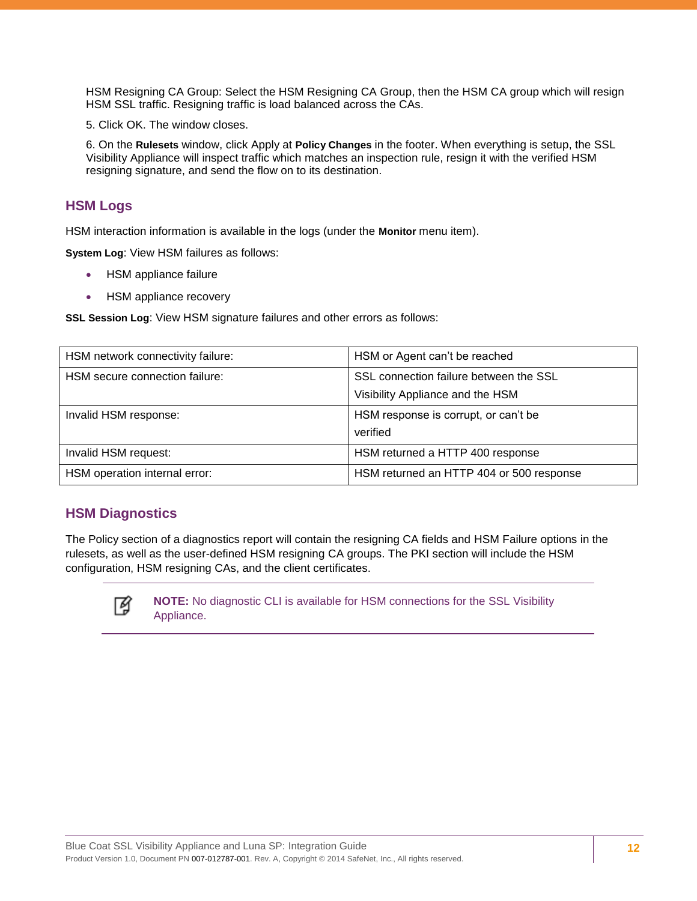HSM Resigning CA Group: Select the HSM Resigning CA Group, then the HSM CA group which will resign HSM SSL traffic. Resigning traffic is load balanced across the CAs.

5. Click OK. The window closes.

6. On the **Rulesets** window, click Apply at **Policy Changes** in the footer. When everything is setup, the SSL Visibility Appliance will inspect traffic which matches an inspection rule, resign it with the verified HSM resigning signature, and send the flow on to its destination.

## HSM Logs

HSM interaction information is available in the logs (under the **Monitor** menu item).

**System Log**: View HSM failures as follows:

- HSM appliance failure
- HSM appliance recovery

**SSL Session Log**: View HSM signature failures and other errors as follows:

| | |
|---|---|
| HSM network connectivity failure: | HSM or Agent can't be reached |
| HSM secure connection failure: | SSL connection failure between the SSL Visibility Appliance and the HSM |
| Invalid HSM response: | HSM response is corrupt, or can't be verified |
| Invalid HSM request: | HSM returned a HTTP 400 response |
| HSM operation internal error: | HSM returned an HTTP 404 or 500 response |

## HSM Diagnostics

The Policy section of a diagnostics report will contain the resigning CA fields and HSM Failure options in the rulesets, as well as the user-defined HSM resigning CA groups. The PKI section will include the HSM configuration, HSM resigning CAs, and the client certificates.

> **NOTE:** No diagnostic CLI is available for HSM connections for the SSL Visibility Appliance.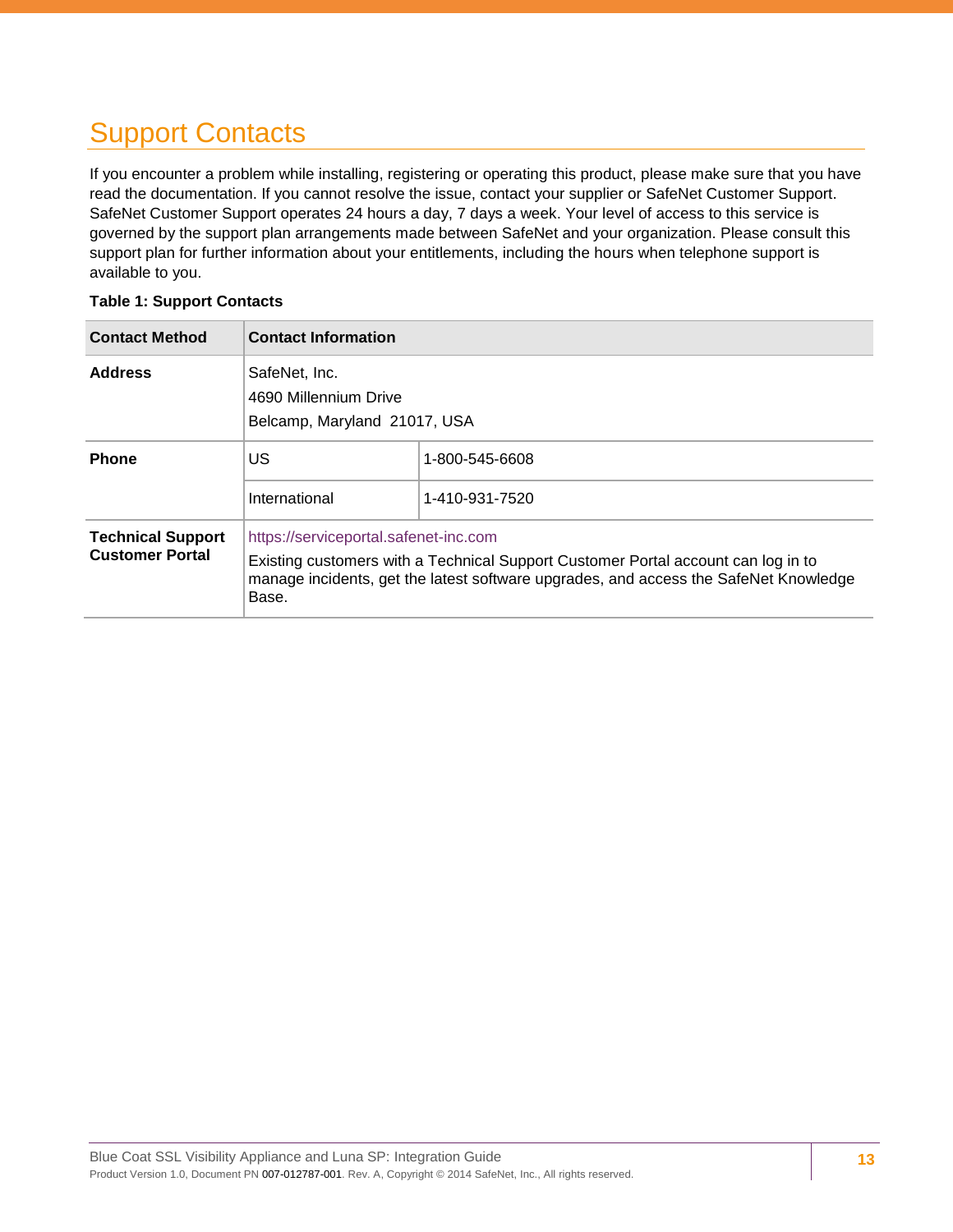# Support Contacts

If you encounter a problem while installing, registering or operating this product, please make sure that you have read the documentation. If you cannot resolve the issue, contact your supplier or SafeNet Customer Support. SafeNet Customer Support operates 24 hours a day, 7 days a week. Your level of access to this service is governed by the support plan arrangements made between SafeNet and your organization. Please consult this support plan for further information about your entitlements, including the hours when telephone support is available to you.

**Table 1: Support Contacts**

| Contact Method | Contact Information | |
|---|---|---|
| **Address** | SafeNet, Inc.<br>4690 Millennium Drive<br>Belcamp, Maryland 21017, USA | |
| **Phone** | US | 1-800-545-6608 |
| | International | 1-410-931-7520 |
| **Technical Support Customer Portal** | https://serviceportal.safenet-inc.com<br>Existing customers with a Technical Support Customer Portal account can log in to manage incidents, get the latest software upgrades, and access the SafeNet Knowledge Base. | |